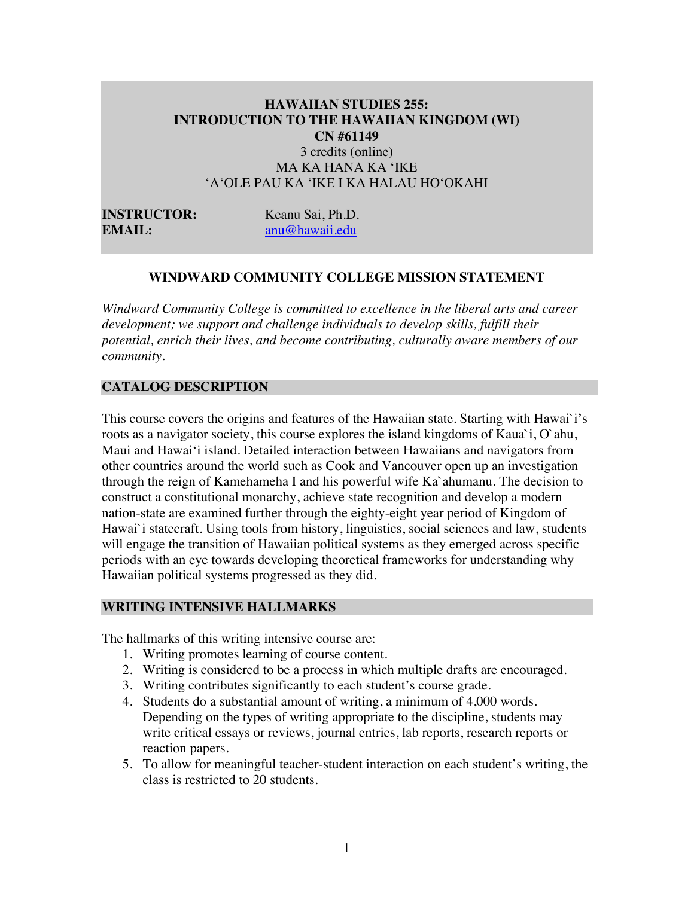**HAWAIIAN STUDIES 255:**
**INTRODUCTION TO THE HAWAIIAN KINGDOM (WI)**
**CN #61149**

3 credits (online)

MA KA HANA KA ‘IKE

‘A‘OLE PAU KA ‘IKE I KA HALAU HO‘OKAHI

**INSTRUCTOR:** Keanu Sai, Ph.D.
**EMAIL:** anu@hawaii.edu

## WINDWARD COMMUNITY COLLEGE MISSION STATEMENT

*Windward Community College is committed to excellence in the liberal arts and career development; we support and challenge individuals to develop skills, fulfill their potential, enrich their lives, and become contributing, culturally aware members of our community.*

## CATALOG DESCRIPTION

This course covers the origins and features of the Hawaiian state. Starting with Hawai`i's roots as a navigator society, this course explores the island kingdoms of Kaua`i, O`ahu, Maui and Hawai‘i island. Detailed interaction between Hawaiians and navigators from other countries around the world such as Cook and Vancouver open up an investigation through the reign of Kamehameha I and his powerful wife Ka`ahumanu. The decision to construct a constitutional monarchy, achieve state recognition and develop a modern nation-state are examined further through the eighty-eight year period of Kingdom of Hawai`i statecraft. Using tools from history, linguistics, social sciences and law, students will engage the transition of Hawaiian political systems as they emerged across specific periods with an eye towards developing theoretical frameworks for understanding why Hawaiian political systems progressed as they did.

## WRITING INTENSIVE HALLMARKS

The hallmarks of this writing intensive course are:

1. Writing promotes learning of course content.
2. Writing is considered to be a process in which multiple drafts are encouraged.
3. Writing contributes significantly to each student's course grade.
4. Students do a substantial amount of writing, a minimum of 4,000 words. Depending on the types of writing appropriate to the discipline, students may write critical essays or reviews, journal entries, lab reports, research reports or reaction papers.
5. To allow for meaningful teacher-student interaction on each student's writing, the class is restricted to 20 students.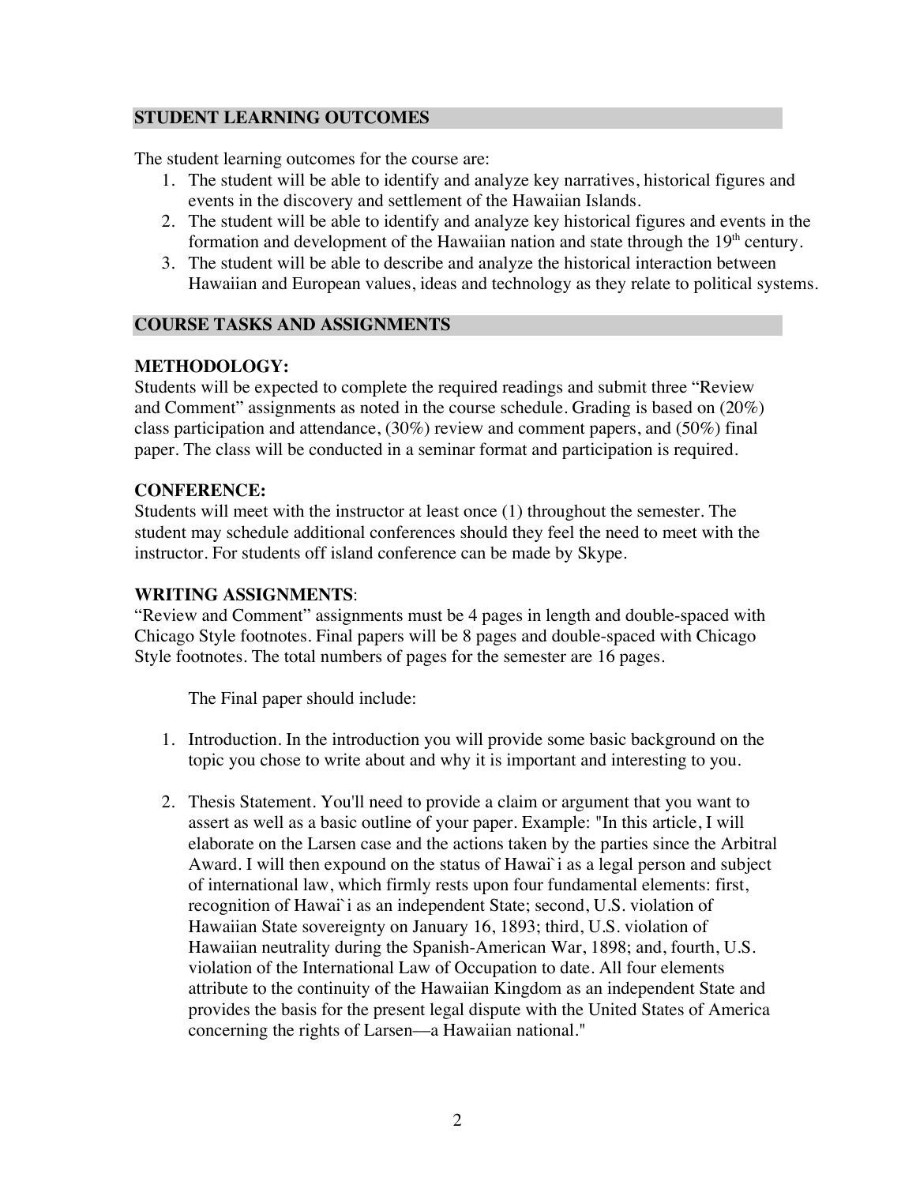## STUDENT LEARNING OUTCOMES

The student learning outcomes for the course are:

1. The student will be able to identify and analyze key narratives, historical figures and events in the discovery and settlement of the Hawaiian Islands.
2. The student will be able to identify and analyze key historical figures and events in the formation and development of the Hawaiian nation and state through the 19th century.
3. The student will be able to describe and analyze the historical interaction between Hawaiian and European values, ideas and technology as they relate to political systems.

## COURSE TASKS AND ASSIGNMENTS

### METHODOLOGY:

Students will be expected to complete the required readings and submit three "Review and Comment" assignments as noted in the course schedule. Grading is based on (20%) class participation and attendance, (30%) review and comment papers, and (50%) final paper. The class will be conducted in a seminar format and participation is required.

### CONFERENCE:

Students will meet with the instructor at least once (1) throughout the semester. The student may schedule additional conferences should they feel the need to meet with the instructor. For students off island conference can be made by Skype.

### WRITING ASSIGNMENTS:

"Review and Comment" assignments must be 4 pages in length and double-spaced with Chicago Style footnotes. Final papers will be 8 pages and double-spaced with Chicago Style footnotes. The total numbers of pages for the semester are 16 pages.

The Final paper should include:

1. Introduction. In the introduction you will provide some basic background on the topic you chose to write about and why it is important and interesting to you.

2. Thesis Statement. You'll need to provide a claim or argument that you want to assert as well as a basic outline of your paper. Example: "In this article, I will elaborate on the Larsen case and the actions taken by the parties since the Arbitral Award. I will then expound on the status of Hawai`i as a legal person and subject of international law, which firmly rests upon four fundamental elements: first, recognition of Hawai`i as an independent State; second, U.S. violation of Hawaiian State sovereignty on January 16, 1893; third, U.S. violation of Hawaiian neutrality during the Spanish-American War, 1898; and, fourth, U.S. violation of the International Law of Occupation to date. All four elements attribute to the continuity of the Hawaiian Kingdom as an independent State and provides the basis for the present legal dispute with the United States of America concerning the rights of Larsen—a Hawaiian national."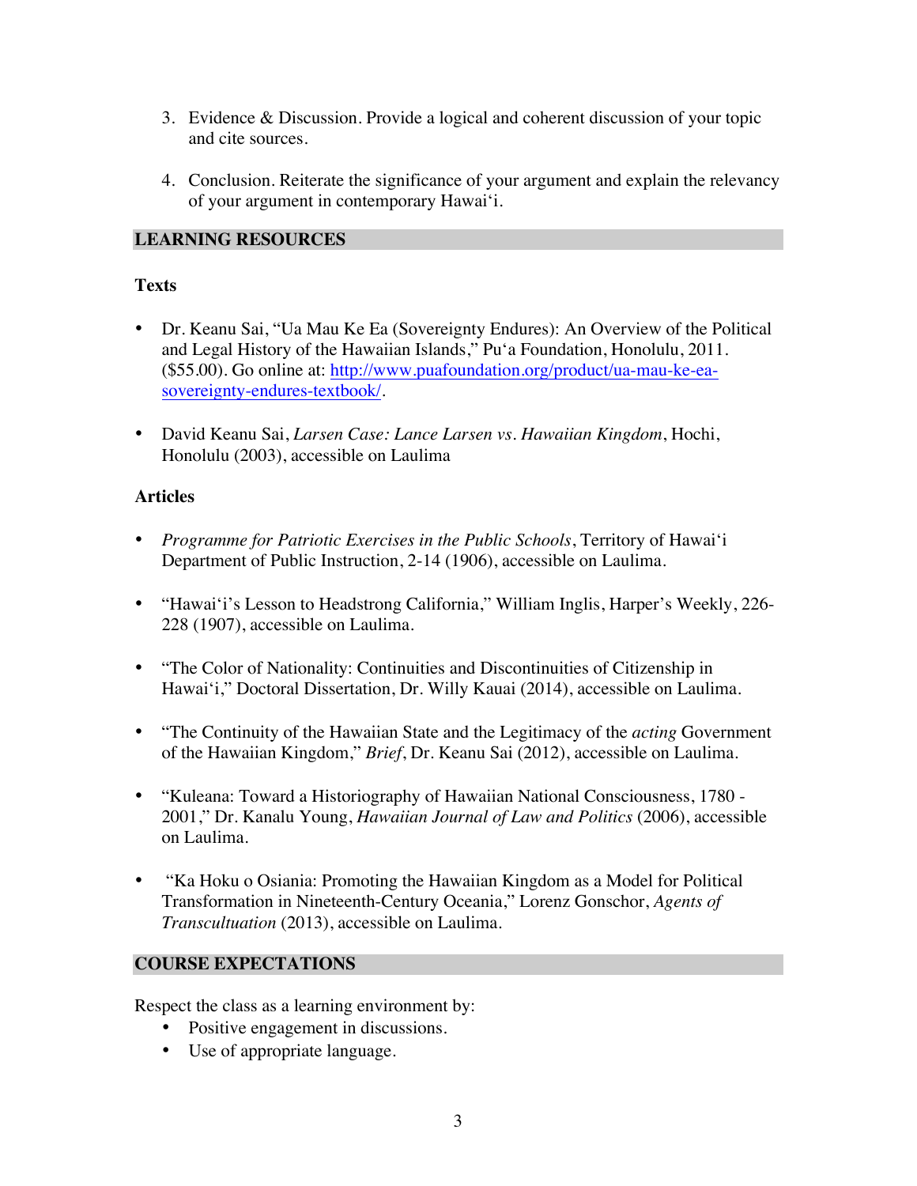3. Evidence & Discussion. Provide a logical and coherent discussion of your topic and cite sources.

4. Conclusion. Reiterate the significance of your argument and explain the relevancy of your argument in contemporary Hawai'i.

## LEARNING RESOURCES

### Texts

- Dr. Keanu Sai, "Ua Mau Ke Ea (Sovereignty Endures): An Overview of the Political and Legal History of the Hawaiian Islands," Pu'a Foundation, Honolulu, 2011. ($55.00). Go online at: [http://www.puafoundation.org/product/ua-mau-ke-ea-sovereignty-endures-textbook/](http://www.puafoundation.org/product/ua-mau-ke-ea-sovereignty-endures-textbook/).

- David Keanu Sai, *Larsen Case: Lance Larsen vs. Hawaiian Kingdom*, Hochi, Honolulu (2003), accessible on Laulima

### Articles

- *Programme for Patriotic Exercises in the Public Schools*, Territory of Hawai'i Department of Public Instruction, 2-14 (1906), accessible on Laulima.

- "Hawai'i's Lesson to Headstrong California," William Inglis, Harper's Weekly, 226-228 (1907), accessible on Laulima.

- "The Color of Nationality: Continuities and Discontinuities of Citizenship in Hawai'i," Doctoral Dissertation, Dr. Willy Kauai (2014), accessible on Laulima.

- "The Continuity of the Hawaiian State and the Legitimacy of the *acting* Government of the Hawaiian Kingdom," *Brief*, Dr. Keanu Sai (2012), accessible on Laulima.

- "Kuleana: Toward a Historiography of Hawaiian National Consciousness, 1780 - 2001," Dr. Kanalu Young, *Hawaiian Journal of Law and Politics* (2006), accessible on Laulima.

- "Ka Hoku o Osiania: Promoting the Hawaiian Kingdom as a Model for Political Transformation in Nineteenth-Century Oceania," Lorenz Gonschor, *Agents of Transcultuation* (2013), accessible on Laulima.

## COURSE EXPECTATIONS

Respect the class as a learning environment by:

- Positive engagement in discussions.
- Use of appropriate language.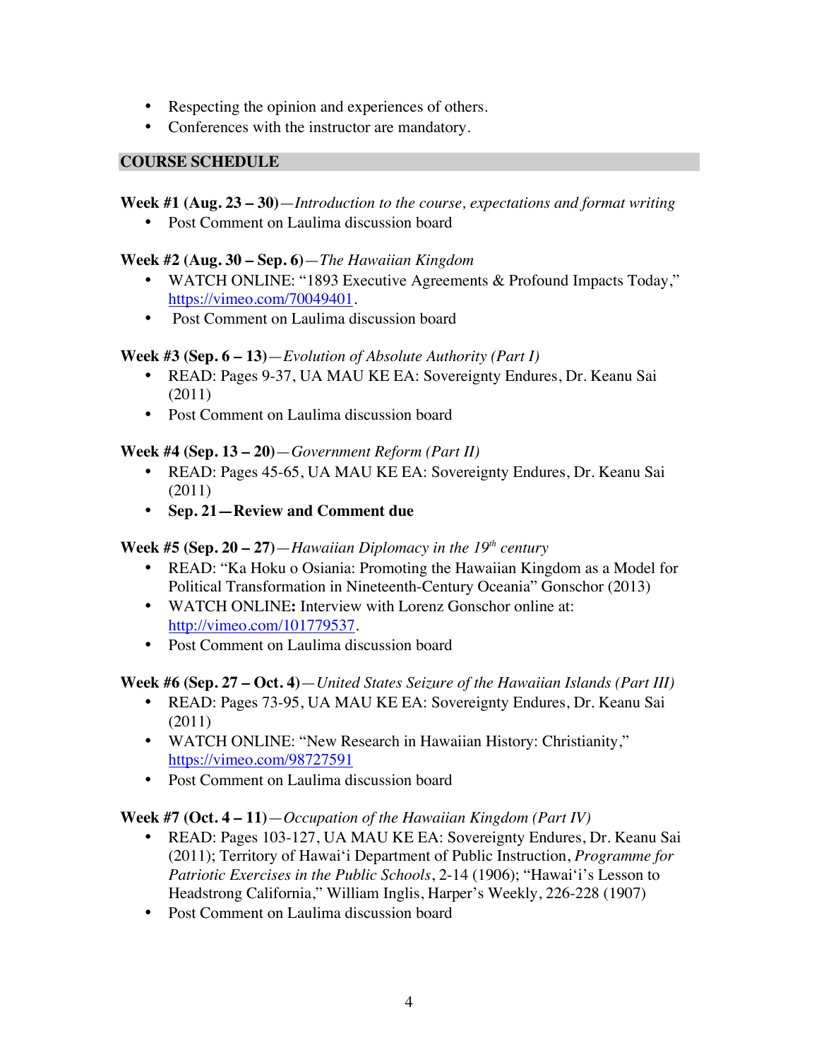- Respecting the opinion and experiences of others.
- Conferences with the instructor are mandatory.

## COURSE SCHEDULE

**Week #1 (Aug. 23 – 30)**—*Introduction to the course, expectations and format writing*

- Post Comment on Laulima discussion board

**Week #2 (Aug. 30 – Sep. 6)**—*The Hawaiian Kingdom*

- WATCH ONLINE: "1893 Executive Agreements & Profound Impacts Today," https://vimeo.com/70049401.
- Post Comment on Laulima discussion board

**Week #3 (Sep. 6 – 13)**—*Evolution of Absolute Authority (Part I)*

- READ: Pages 9-37, UA MAU KE EA: Sovereignty Endures, Dr. Keanu Sai (2011)
- Post Comment on Laulima discussion board

**Week #4 (Sep. 13 – 20)**—*Government Reform (Part II)*

- READ: Pages 45-65, UA MAU KE EA: Sovereignty Endures, Dr. Keanu Sai (2011)
- **Sep. 21—Review and Comment due**

**Week #5 (Sep. 20 – 27)**—*Hawaiian Diplomacy in the 19th century*

- READ: "Ka Hoku o Osiania: Promoting the Hawaiian Kingdom as a Model for Political Transformation in Nineteenth-Century Oceania" Gonschor (2013)
- WATCH ONLINE**:** Interview with Lorenz Gonschor online at: http://vimeo.com/101779537.
- Post Comment on Laulima discussion board

**Week #6 (Sep. 27 – Oct. 4)**—*United States Seizure of the Hawaiian Islands (Part III)*

- READ: Pages 73-95, UA MAU KE EA: Sovereignty Endures, Dr. Keanu Sai (2011)
- WATCH ONLINE: "New Research in Hawaiian History: Christianity," https://vimeo.com/98727591
- Post Comment on Laulima discussion board

**Week #7 (Oct. 4 – 11)**—*Occupation of the Hawaiian Kingdom (Part IV)*

- READ: Pages 103-127, UA MAU KE EA: Sovereignty Endures, Dr. Keanu Sai (2011); Territory of Hawai'i Department of Public Instruction, *Programme for Patriotic Exercises in the Public Schools*, 2-14 (1906); "Hawai'i's Lesson to Headstrong California," William Inglis, Harper's Weekly, 226-228 (1907)
- Post Comment on Laulima discussion board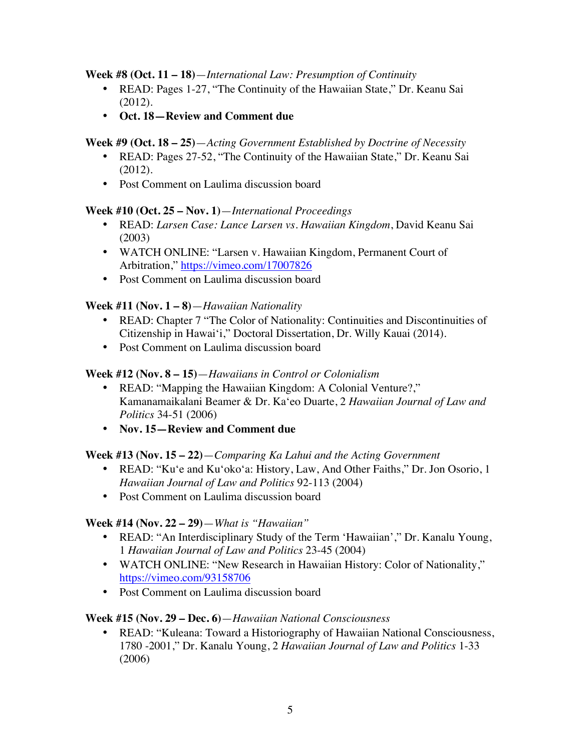**Week #8 (Oct. 11 – 18)**—*International Law: Presumption of Continuity*

- READ: Pages 1-27, "The Continuity of the Hawaiian State," Dr. Keanu Sai (2012).
- **Oct. 18—Review and Comment due**

**Week #9 (Oct. 18 – 25)**—*Acting Government Established by Doctrine of Necessity*

- READ: Pages 27-52, "The Continuity of the Hawaiian State," Dr. Keanu Sai (2012).
- Post Comment on Laulima discussion board

**Week #10 (Oct. 25 – Nov. 1)**—*International Proceedings*

- READ: *Larsen Case: Lance Larsen vs. Hawaiian Kingdom*, David Keanu Sai (2003)
- WATCH ONLINE: "Larsen v. Hawaiian Kingdom, Permanent Court of Arbitration," https://vimeo.com/17007826
- Post Comment on Laulima discussion board

**Week #11 (Nov. 1 – 8)**—*Hawaiian Nationality*

- READ: Chapter 7 "The Color of Nationality: Continuities and Discontinuities of Citizenship in Hawai'i," Doctoral Dissertation, Dr. Willy Kauai (2014).
- Post Comment on Laulima discussion board

**Week #12 (Nov. 8 – 15)**—*Hawaiians in Control or Colonialism*

- READ: "Mapping the Hawaiian Kingdom: A Colonial Venture?," Kamanamaikalani Beamer & Dr. Ka'eo Duarte, 2 *Hawaiian Journal of Law and Politics* 34-51 (2006)
- **Nov. 15—Review and Comment due**

**Week #13 (Nov. 15 – 22)**—*Comparing Ka Lahui and the Acting Government*

- READ: "Ku'e and Ku'oko'a: History, Law, And Other Faiths," Dr. Jon Osorio, 1 *Hawaiian Journal of Law and Politics* 92-113 (2004)
- Post Comment on Laulima discussion board

**Week #14 (Nov. 22 – 29)**—*What is "Hawaiian"*

- READ: "An Interdisciplinary Study of the Term 'Hawaiian'," Dr. Kanalu Young, 1 *Hawaiian Journal of Law and Politics* 23-45 (2004)
- WATCH ONLINE: "New Research in Hawaiian History: Color of Nationality," https://vimeo.com/93158706
- Post Comment on Laulima discussion board

**Week #15 (Nov. 29 – Dec. 6)**—*Hawaiian National Consciousness*

- READ: "Kuleana: Toward a Historiography of Hawaiian National Consciousness, 1780 -2001," Dr. Kanalu Young, 2 *Hawaiian Journal of Law and Politics* 1-33 (2006)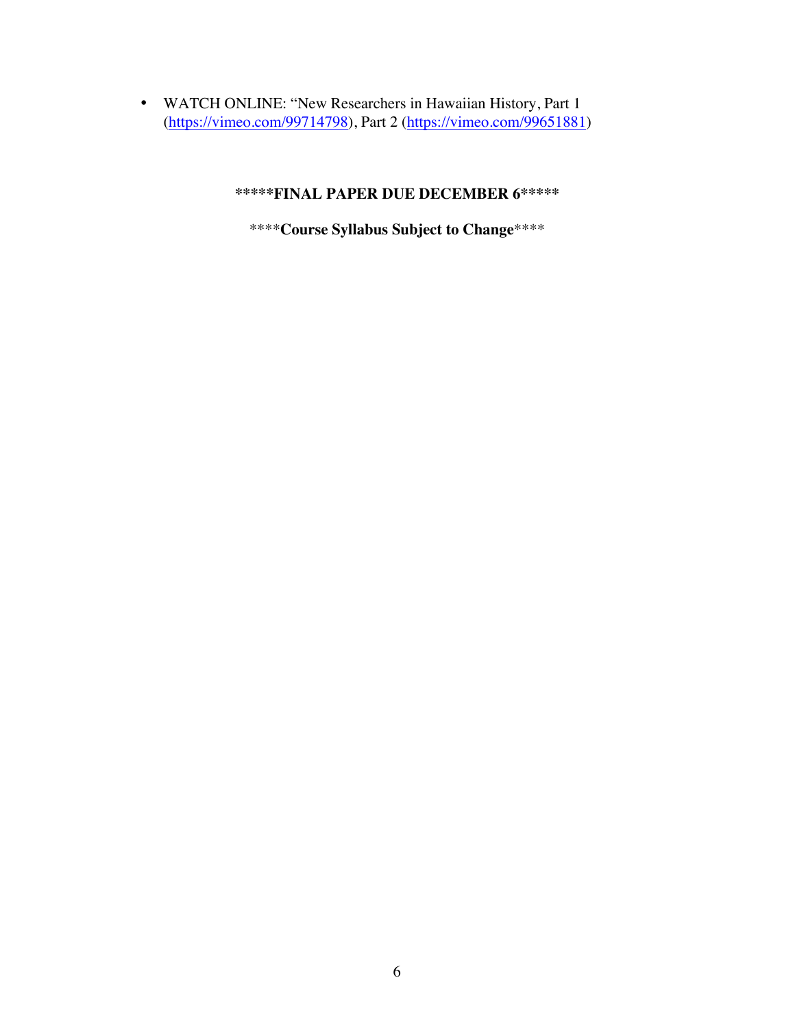- WATCH ONLINE: "New Researchers in Hawaiian History, Part 1 (https://vimeo.com/99714798), Part 2 (https://vimeo.com/99651881)

**\*\*\*\*\*FINAL PAPER DUE DECEMBER 6\*\*\*\*\***

\*\*\*\***Course Syllabus Subject to Change**\*\*\*\*